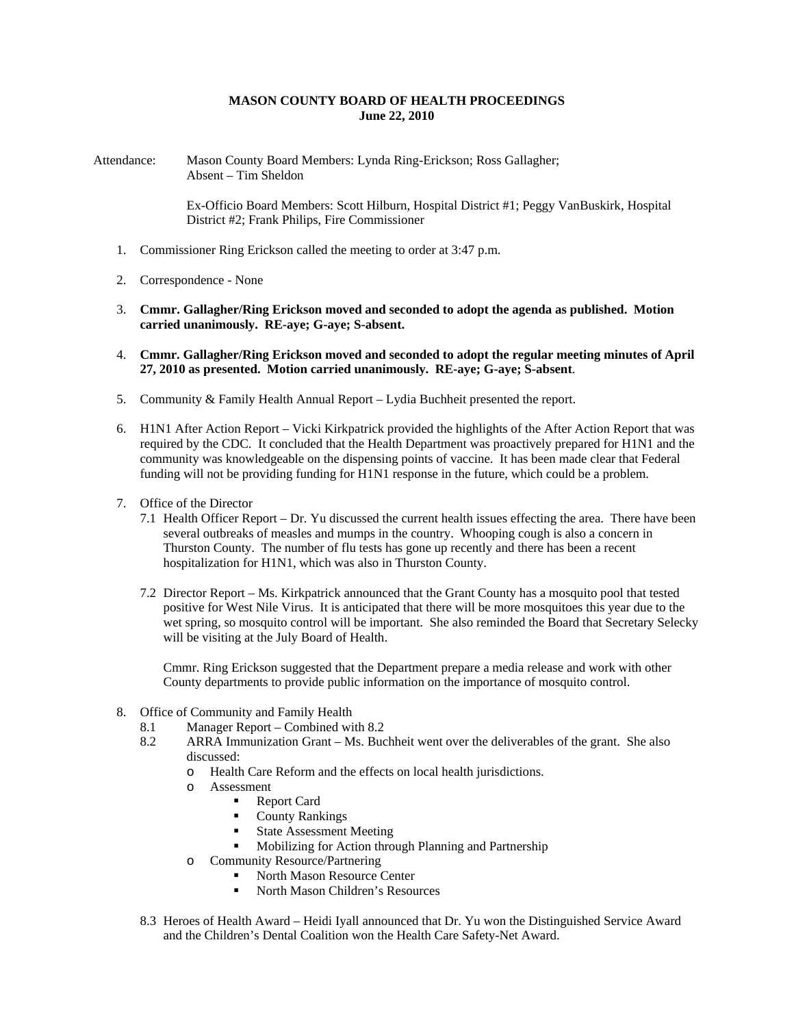**MASON COUNTY BOARD OF HEALTH PROCEEDINGS**
**June 22, 2010**

Attendance: Mason County Board Members: Lynda Ring-Erickson; Ross Gallagher; Absent – Tim Sheldon

Ex-Officio Board Members: Scott Hilburn, Hospital District #1; Peggy VanBuskirk, Hospital District #2; Frank Philips, Fire Commissioner

1. Commissioner Ring Erickson called the meeting to order at 3:47 p.m.

2. Correspondence - None

3. **Cmmr. Gallagher/Ring Erickson moved and seconded to adopt the agenda as published. Motion carried unanimously. RE-aye; G-aye; S-absent.**

4. **Cmmr. Gallagher/Ring Erickson moved and seconded to adopt the regular meeting minutes of April 27, 2010 as presented. Motion carried unanimously. RE-aye; G-aye; S-absent**.

5. Community & Family Health Annual Report – Lydia Buchheit presented the report.

6. H1N1 After Action Report – Vicki Kirkpatrick provided the highlights of the After Action Report that was required by the CDC. It concluded that the Health Department was proactively prepared for H1N1 and the community was knowledgeable on the dispensing points of vaccine. It has been made clear that Federal funding will not be providing funding for H1N1 response in the future, which could be a problem.

7. Office of the Director
   - 7.1 Health Officer Report – Dr. Yu discussed the current health issues effecting the area. There have been several outbreaks of measles and mumps in the country. Whooping cough is also a concern in Thurston County. The number of flu tests has gone up recently and there has been a recent hospitalization for H1N1, which was also in Thurston County.

   - 7.2 Director Report – Ms. Kirkpatrick announced that the Grant County has a mosquito pool that tested positive for West Nile Virus. It is anticipated that there will be more mosquitoes this year due to the wet spring, so mosquito control will be important. She also reminded the Board that Secretary Selecky will be visiting at the July Board of Health.

     Cmmr. Ring Erickson suggested that the Department prepare a media release and work with other County departments to provide public information on the importance of mosquito control.

8. Office of Community and Family Health
   - 8.1 Manager Report – Combined with 8.2
   - 8.2 ARRA Immunization Grant – Ms. Buchheit went over the deliverables of the grant. She also discussed:
     - Health Care Reform and the effects on local health jurisdictions.
     - Assessment
       - Report Card
       - County Rankings
       - State Assessment Meeting
       - Mobilizing for Action through Planning and Partnership
     - Community Resource/Partnering
       - North Mason Resource Center
       - North Mason Children's Resources

   - 8.3 Heroes of Health Award – Heidi Iyall announced that Dr. Yu won the Distinguished Service Award and the Children's Dental Coalition won the Health Care Safety-Net Award.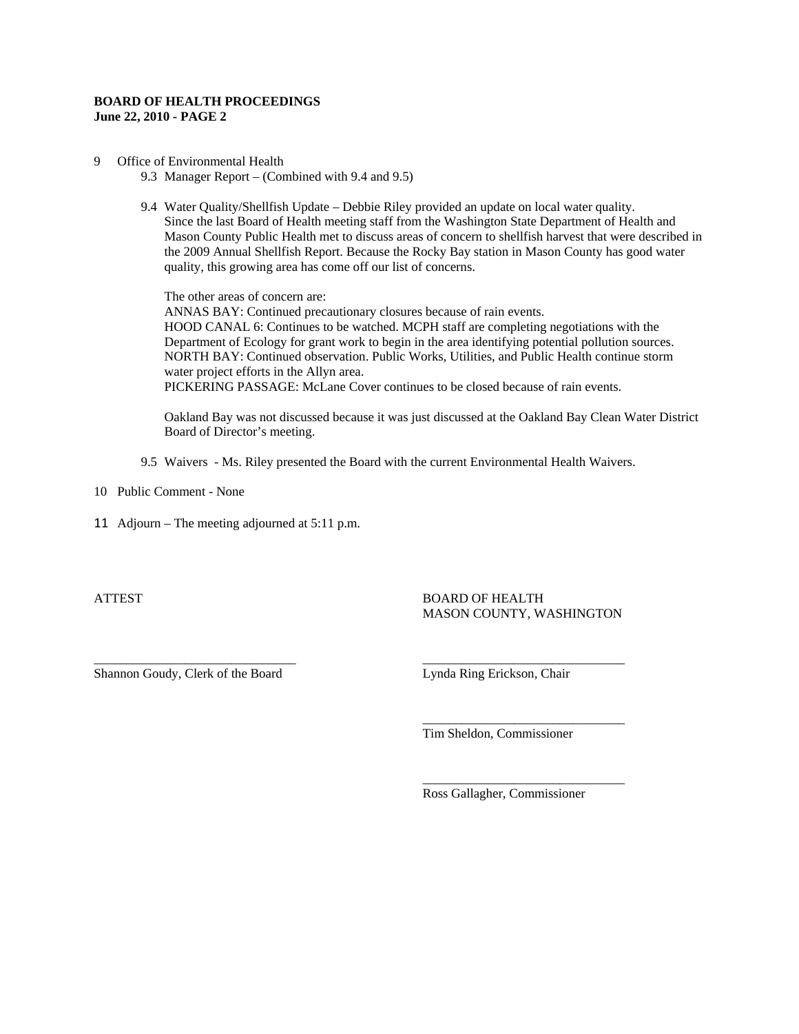**BOARD OF HEALTH PROCEEDINGS**
**June 22, 2010 - PAGE 2**

9 Office of Environmental Health

9.3 Manager Report – (Combined with 9.4 and 9.5)

9.4 Water Quality/Shellfish Update – Debbie Riley provided an update on local water quality. Since the last Board of Health meeting staff from the Washington State Department of Health and Mason County Public Health met to discuss areas of concern to shellfish harvest that were described in the 2009 Annual Shellfish Report. Because the Rocky Bay station in Mason County has good water quality, this growing area has come off our list of concerns.

The other areas of concern are:
ANNAS BAY: Continued precautionary closures because of rain events.
HOOD CANAL 6: Continues to be watched. MCPH staff are completing negotiations with the Department of Ecology for grant work to begin in the area identifying potential pollution sources.
NORTH BAY: Continued observation. Public Works, Utilities, and Public Health continue storm water project efforts in the Allyn area.
PICKERING PASSAGE: McLane Cover continues to be closed because of rain events.

Oakland Bay was not discussed because it was just discussed at the Oakland Bay Clean Water District Board of Director's meeting.

9.5 Waivers - Ms. Riley presented the Board with the current Environmental Health Waivers.

10 Public Comment - None

11 Adjourn – The meeting adjourned at 5:11 p.m.

ATTEST

_______________________________
Shannon Goudy, Clerk of the Board

BOARD OF HEALTH
MASON COUNTY, WASHINGTON

_______________________________
Lynda Ring Erickson, Chair

_______________________________
Tim Sheldon, Commissioner

_______________________________
Ross Gallagher, Commissioner